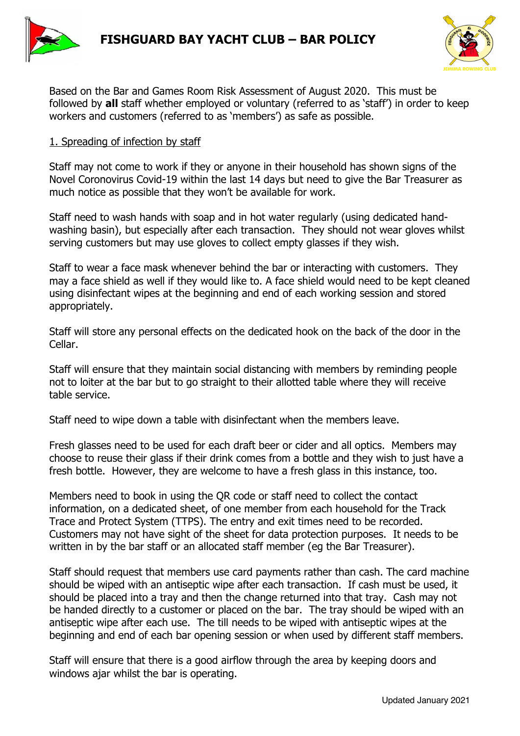# FISHGUARD BAY YACHT CLUB – BAR POLICY

Based on the Bar and Games Room Risk Assessment of August 2020. This must be followed by **all** staff whether employed or voluntary (referred to as 'staff') in order to keep workers and customers (referred to as 'members') as safe as possible.

## 1. Spreading of infection by staff

Staff may not come to work if they or anyone in their household has shown signs of the Novel Coronovirus Covid-19 within the last 14 days but need to give the Bar Treasurer as much notice as possible that they won't be available for work.

Staff need to wash hands with soap and in hot water regularly (using dedicated hand-washing basin), but especially after each transaction. They should not wear gloves whilst serving customers but may use gloves to collect empty glasses if they wish.

Staff to wear a face mask whenever behind the bar or interacting with customers. They may a face shield as well if they would like to. A face shield would need to be kept cleaned using disinfectant wipes at the beginning and end of each working session and stored appropriately.

Staff will store any personal effects on the dedicated hook on the back of the door in the Cellar.

Staff will ensure that they maintain social distancing with members by reminding people not to loiter at the bar but to go straight to their allotted table where they will receive table service.

Staff need to wipe down a table with disinfectant when the members leave.

Fresh glasses need to be used for each draft beer or cider and all optics. Members may choose to reuse their glass if their drink comes from a bottle and they wish to just have a fresh bottle. However, they are welcome to have a fresh glass in this instance, too.

Members need to book in using the QR code or staff need to collect the contact information, on a dedicated sheet, of one member from each household for the Track Trace and Protect System (TTPS). The entry and exit times need to be recorded. Customers may not have sight of the sheet for data protection purposes. It needs to be written in by the bar staff or an allocated staff member (eg the Bar Treasurer).

Staff should request that members use card payments rather than cash. The card machine should be wiped with an antiseptic wipe after each transaction. If cash must be used, it should be placed into a tray and then the change returned into that tray. Cash may not be handed directly to a customer or placed on the bar. The tray should be wiped with an antiseptic wipe after each use. The till needs to be wiped with antiseptic wipes at the beginning and end of each bar opening session or when used by different staff members.

Staff will ensure that there is a good airflow through the area by keeping doors and windows ajar whilst the bar is operating.

Updated January 2021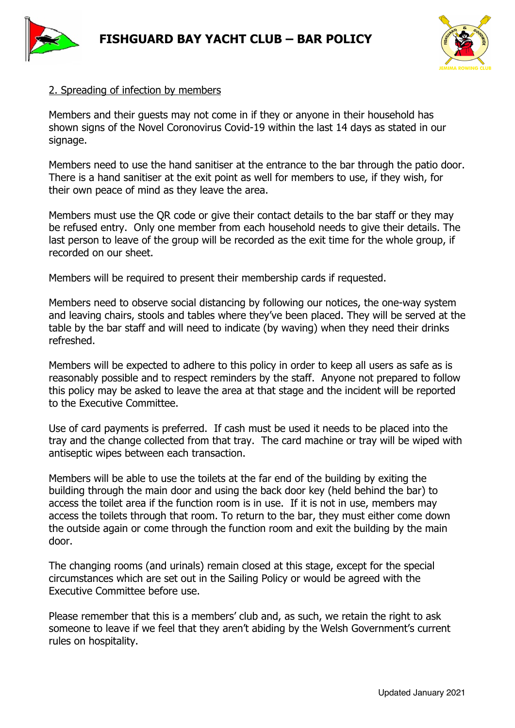# FISHGUARD BAY YACHT CLUB – BAR POLICY

2. Spreading of infection by members

Members and their guests may not come in if they or anyone in their household has shown signs of the Novel Coronovirus Covid-19 within the last 14 days as stated in our signage.

Members need to use the hand sanitiser at the entrance to the bar through the patio door. There is a hand sanitiser at the exit point as well for members to use, if they wish, for their own peace of mind as they leave the area.

Members must use the QR code or give their contact details to the bar staff or they may be refused entry. Only one member from each household needs to give their details. The last person to leave of the group will be recorded as the exit time for the whole group, if recorded on our sheet.

Members will be required to present their membership cards if requested.

Members need to observe social distancing by following our notices, the one-way system and leaving chairs, stools and tables where they've been placed. They will be served at the table by the bar staff and will need to indicate (by waving) when they need their drinks refreshed.

Members will be expected to adhere to this policy in order to keep all users as safe as is reasonably possible and to respect reminders by the staff. Anyone not prepared to follow this policy may be asked to leave the area at that stage and the incident will be reported to the Executive Committee.

Use of card payments is preferred. If cash must be used it needs to be placed into the tray and the change collected from that tray. The card machine or tray will be wiped with antiseptic wipes between each transaction.

Members will be able to use the toilets at the far end of the building by exiting the building through the main door and using the back door key (held behind the bar) to access the toilet area if the function room is in use. If it is not in use, members may access the toilets through that room. To return to the bar, they must either come down the outside again or come through the function room and exit the building by the main door.

The changing rooms (and urinals) remain closed at this stage, except for the special circumstances which are set out in the Sailing Policy or would be agreed with the Executive Committee before use.

Please remember that this is a members' club and, as such, we retain the right to ask someone to leave if we feel that they aren't abiding by the Welsh Government's current rules on hospitality.

Updated January 2021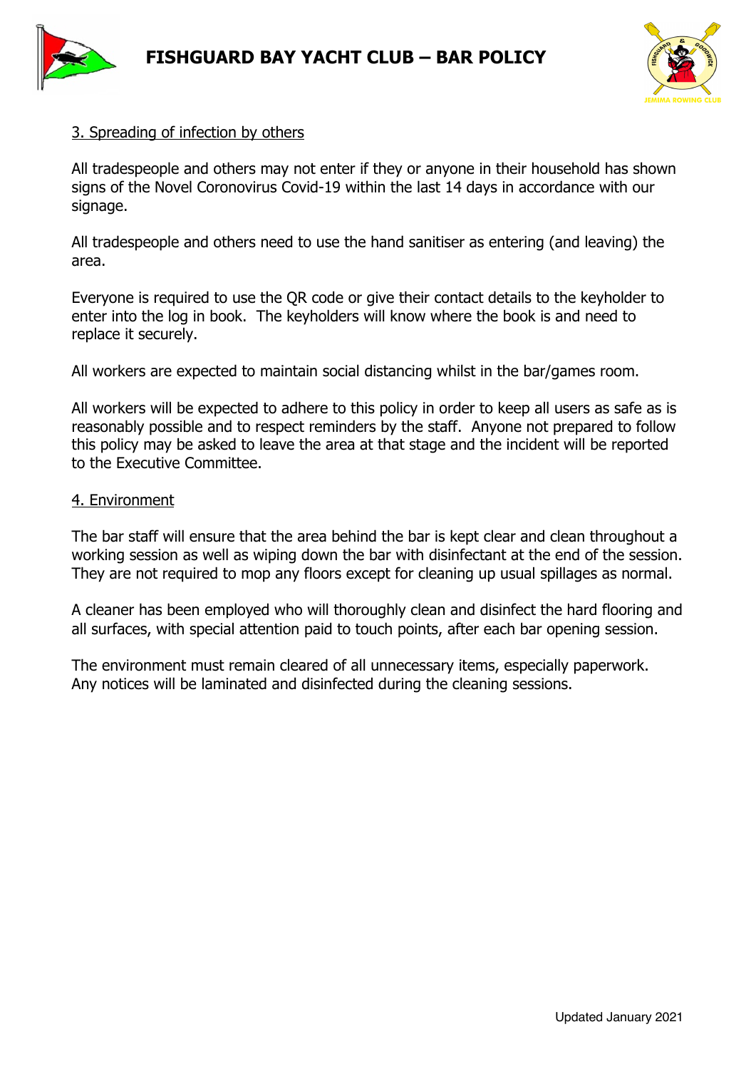### 3. Spreading of infection by others

All tradespeople and others may not enter if they or anyone in their household has shown signs of the Novel Coronovirus Covid-19 within the last 14 days in accordance with our signage.

All tradespeople and others need to use the hand sanitiser as entering (and leaving) the area.

Everyone is required to use the QR code or give their contact details to the keyholder to enter into the log in book. The keyholders will know where the book is and need to replace it securely.

All workers are expected to maintain social distancing whilst in the bar/games room.

All workers will be expected to adhere to this policy in order to keep all users as safe as is reasonably possible and to respect reminders by the staff. Anyone not prepared to follow this policy may be asked to leave the area at that stage and the incident will be reported to the Executive Committee.

### 4. Environment

The bar staff will ensure that the area behind the bar is kept clear and clean throughout a working session as well as wiping down the bar with disinfectant at the end of the session. They are not required to mop any floors except for cleaning up usual spillages as normal.

A cleaner has been employed who will thoroughly clean and disinfect the hard flooring and all surfaces, with special attention paid to touch points, after each bar opening session.

The environment must remain cleared of all unnecessary items, especially paperwork. Any notices will be laminated and disinfected during the cleaning sessions.